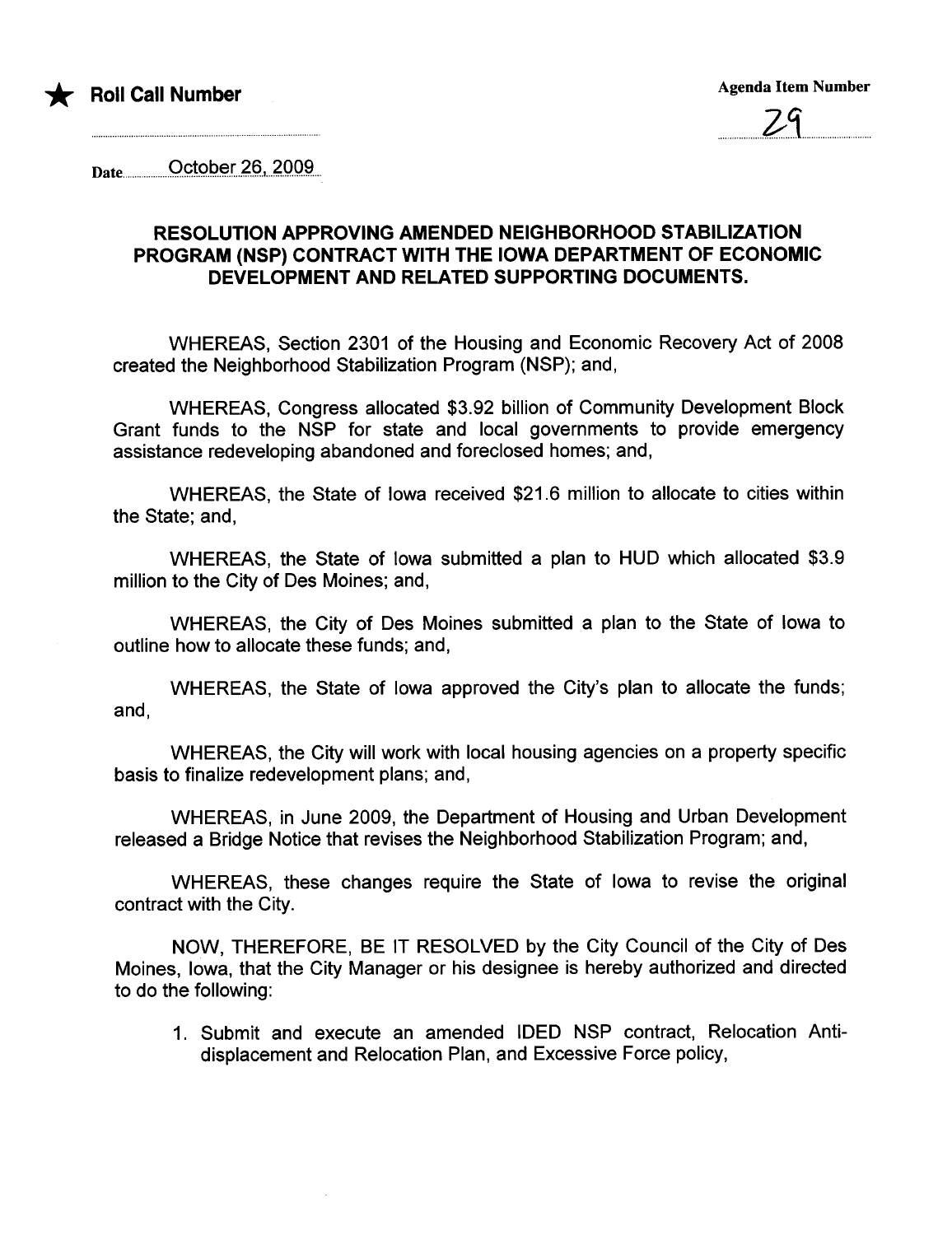★ **Roll Call Number**

**Agenda Item Number**

29

Date October 26, 2009

## RESOLUTION APPROVING AMENDED NEIGHBORHOOD STABILIZATION PROGRAM (NSP) CONTRACT WITH THE IOWA DEPARTMENT OF ECONOMIC DEVELOPMENT AND RELATED SUPPORTING DOCUMENTS.

WHEREAS, Section 2301 of the Housing and Economic Recovery Act of 2008 created the Neighborhood Stabilization Program (NSP); and,

WHEREAS, Congress allocated $3.92 billion of Community Development Block Grant funds to the NSP for state and local governments to provide emergency assistance redeveloping abandoned and foreclosed homes; and,

WHEREAS, the State of Iowa received $21.6 million to allocate to cities within the State; and,

WHEREAS, the State of Iowa submitted a plan to HUD which allocated $3.9 million to the City of Des Moines; and,

WHEREAS, the City of Des Moines submitted a plan to the State of Iowa to outline how to allocate these funds; and,

WHEREAS, the State of Iowa approved the City's plan to allocate the funds; and,

WHEREAS, the City will work with local housing agencies on a property specific basis to finalize redevelopment plans; and,

WHEREAS, in June 2009, the Department of Housing and Urban Development released a Bridge Notice that revises the Neighborhood Stabilization Program; and,

WHEREAS, these changes require the State of Iowa to revise the original contract with the City.

NOW, THEREFORE, BE IT RESOLVED by the City Council of the City of Des Moines, Iowa, that the City Manager or his designee is hereby authorized and directed to do the following:

1. Submit and execute an amended IDED NSP contract, Relocation Anti-displacement and Relocation Plan, and Excessive Force policy,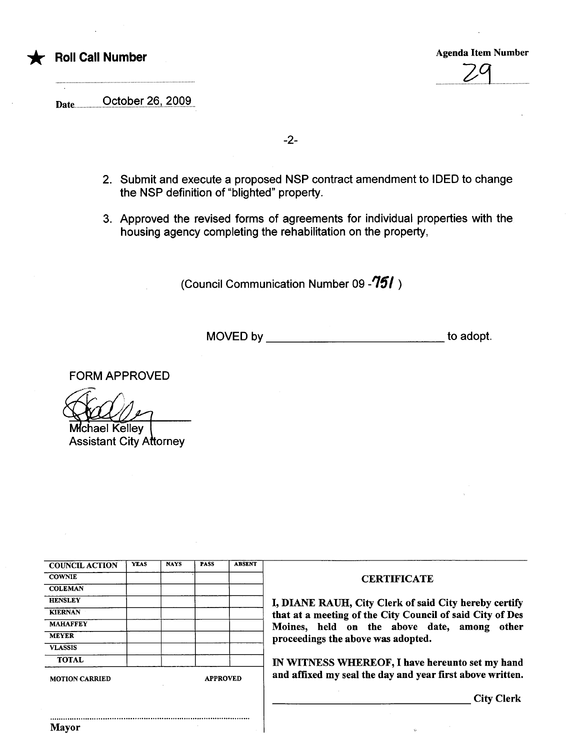★ **Roll Call Number**

Agenda Item Number

29

Date October 26, 2009

2. Submit and execute a proposed NSP contract amendment to IDED to change the NSP definition of "blighted" property.

3. Approved the revised forms of agreements for individual properties with the housing agency completing the rehabilitation on the property,

(Council Communication Number 09 -751 )

MOVED by ______________________________ to adopt.

FORM APPROVED

Michael Kelley
Assistant City Attorney

| COUNCIL ACTION | YEAS | NAYS | PASS | ABSENT |
|---|---|---|---|---|
| COWNIE | | | | |
| COLEMAN | | | | |
| HENSLEY | | | | |
| KIERNAN | | | | |
| MAHAFFEY | | | | |
| MEYER | | | | |
| VLASSIS | | | | |
| TOTAL | | | | |

MOTION CARRIED APPROVED

Mayor

**CERTIFICATE**

**I, DIANE RAUH, City Clerk of said City hereby certify that at a meeting of the City Council of said City of Des Moines, held on the above date, among other proceedings the above was adopted.**

**IN WITNESS WHEREOF, I have hereunto set my hand and affixed my seal the day and year first above written.**

______________________________ City Clerk